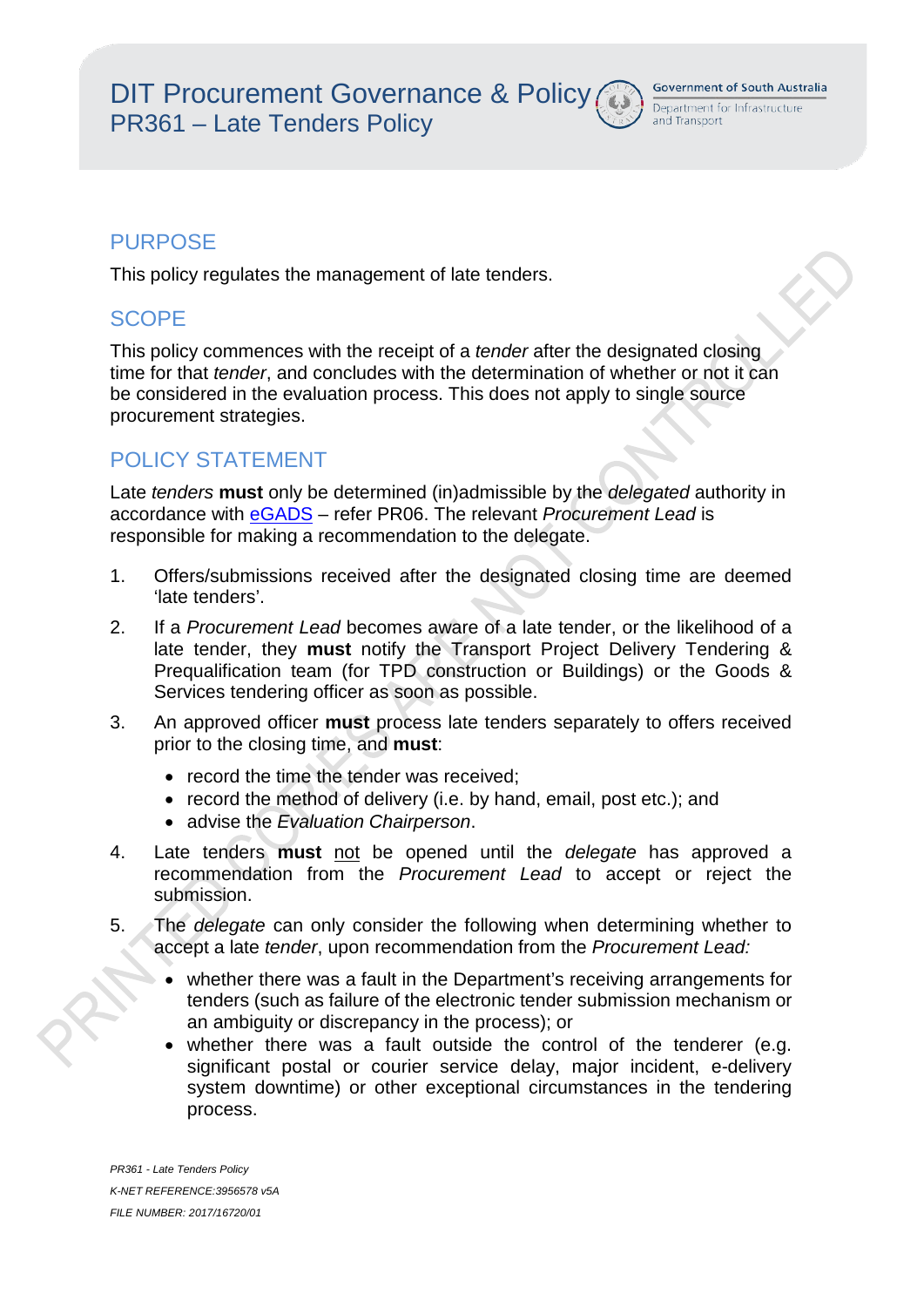# DIT Procurement Governance & Policy
## PR361 – Late Tenders Policy

## PURPOSE

This policy regulates the management of late tenders.

## SCOPE

This policy commences with the receipt of a *tender* after the designated closing time for that *tender*, and concludes with the determination of whether or not it can be considered in the evaluation process. This does not apply to single source procurement strategies.

## POLICY STATEMENT

Late *tenders* **must** only be determined (in)admissible by the *delegated* authority in accordance with eGADS – refer PR06. The relevant *Procurement Lead* is responsible for making a recommendation to the delegate.

1. Offers/submissions received after the designated closing time are deemed 'late tenders'.
2. If a *Procurement Lead* becomes aware of a late tender, or the likelihood of a late tender, they **must** notify the Transport Project Delivery Tendering & Prequalification team (for TPD construction or Buildings) or the Goods & Services tendering officer as soon as possible.
3. An approved officer **must** process late tenders separately to offers received prior to the closing time, and **must**:
   - record the time the tender was received;
   - record the method of delivery (i.e. by hand, email, post etc.); and
   - advise the *Evaluation Chairperson*.
4. Late tenders **must** not be opened until the *delegate* has approved a recommendation from the *Procurement Lead* to accept or reject the submission.
5. The *delegate* can only consider the following when determining whether to accept a late *tender*, upon recommendation from the *Procurement Lead:*
   - whether there was a fault in the Department's receiving arrangements for tenders (such as failure of the electronic tender submission mechanism or an ambiguity or discrepancy in the process); or
   - whether there was a fault outside the control of the tenderer (e.g. significant postal or courier service delay, major incident, e-delivery system downtime) or other exceptional circumstances in the tendering process.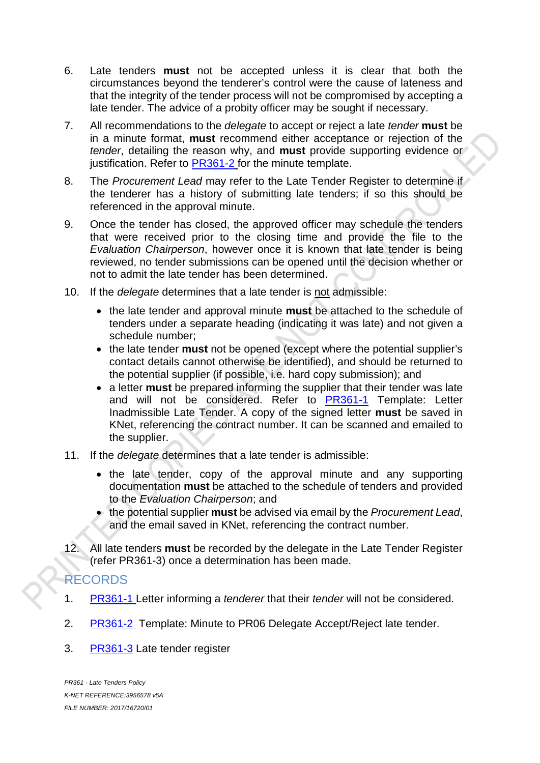6. Late tenders **must** not be accepted unless it is clear that both the circumstances beyond the tenderer's control were the cause of lateness and that the integrity of the tender process will not be compromised by accepting a late tender. The advice of a probity officer may be sought if necessary.

7. All recommendations to the *delegate* to accept or reject a late *tender* **must** be in a minute format, **must** recommend either acceptance or rejection of the *tender*, detailing the reason why, and **must** provide supporting evidence or justification. Refer to PR361-2 for the minute template.

8. The *Procurement Lead* may refer to the Late Tender Register to determine if the tenderer has a history of submitting late tenders; if so this should be referenced in the approval minute.

9. Once the tender has closed, the approved officer may schedule the tenders that were received prior to the closing time and provide the file to the *Evaluation Chairperson*, however once it is known that late tender is being reviewed, no tender submissions can be opened until the decision whether or not to admit the late tender has been determined.

10. If the *delegate* determines that a late tender is not admissible:
    - the late tender and approval minute **must** be attached to the schedule of tenders under a separate heading (indicating it was late) and not given a schedule number;
    - the late tender **must** not be opened (except where the potential supplier's contact details cannot otherwise be identified), and should be returned to the potential supplier (if possible, i.e. hard copy submission); and
    - a letter **must** be prepared informing the supplier that their tender was late and will not be considered. Refer to PR361-1 Template: Letter Inadmissible Late Tender. A copy of the signed letter **must** be saved in KNet, referencing the contract number. It can be scanned and emailed to the supplier.

11. If the *delegate* determines that a late tender is admissible:
    - the late tender, copy of the approval minute and any supporting documentation **must** be attached to the schedule of tenders and provided to the *Evaluation Chairperson*; and
    - the potential supplier **must** be advised via email by the *Procurement Lead*, and the email saved in KNet, referencing the contract number.

12. All late tenders **must** be recorded by the delegate in the Late Tender Register (refer PR361-3) once a determination has been made.

## RECORDS

1. PR361-1 Letter informing a *tenderer* that their *tender* will not be considered.

2. PR361-2 Template: Minute to PR06 Delegate Accept/Reject late tender.

3. PR361-3 Late tender register

*PR361 - Late Tenders Policy*
*K-NET REFERENCE:3956578 v5A*
*FILE NUMBER: 2017/16720/01*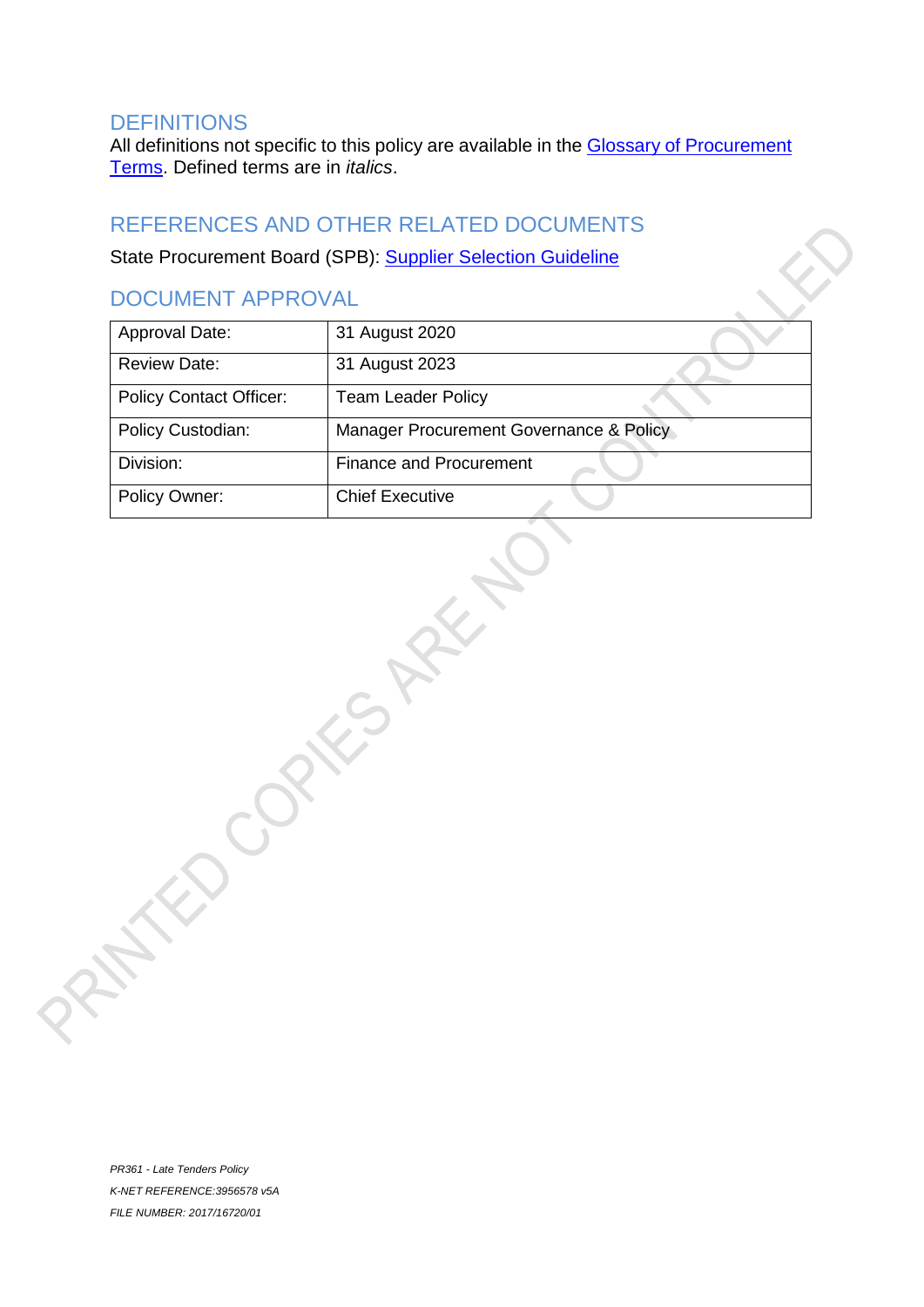## DEFINITIONS

All definitions not specific to this policy are available in the Glossary of Procurement Terms. Defined terms are in *italics*.

## REFERENCES AND OTHER RELATED DOCUMENTS

State Procurement Board (SPB): Supplier Selection Guideline

## DOCUMENT APPROVAL

| | |
|---|---|
| Approval Date: | 31 August 2020 |
| Review Date: | 31 August 2023 |
| Policy Contact Officer: | Team Leader Policy |
| Policy Custodian: | Manager Procurement Governance & Policy |
| Division: | Finance and Procurement |
| Policy Owner: | Chief Executive |

*PR361 - Late Tenders Policy*

*K-NET REFERENCE:3956578 v5A*

*FILE NUMBER: 2017/16720/01*